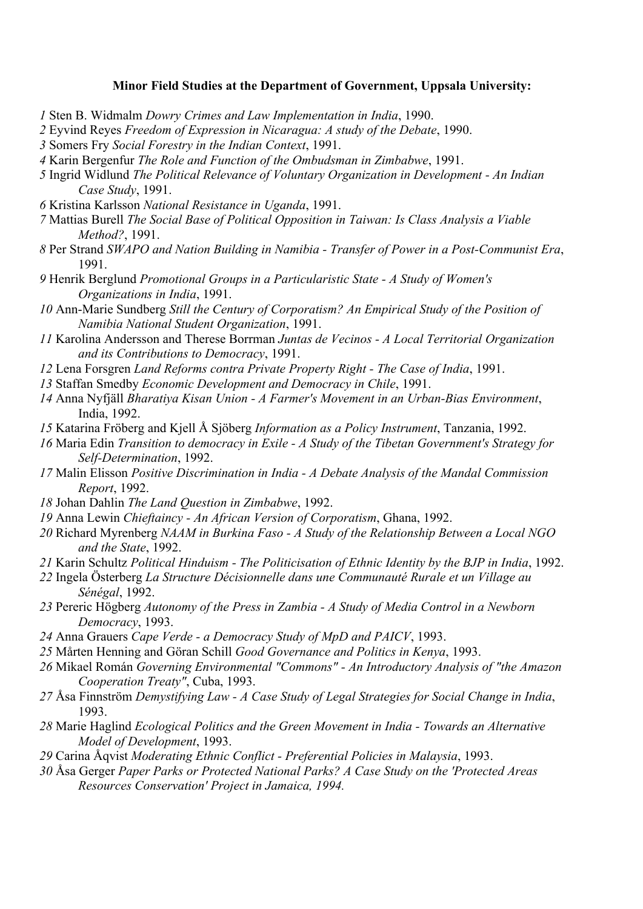**Minor Field Studies at the Department of Government, Uppsala University:**

*1* Sten B. Widmalm *Dowry Crimes and Law Implementation in India*, 1990.

*2* Eyvind Reyes *Freedom of Expression in Nicaragua: A study of the Debate*, 1990.

*3* Somers Fry *Social Forestry in the Indian Context*, 1991.

*4* Karin Bergenfur *The Role and Function of the Ombudsman in Zimbabwe*, 1991.

*5* Ingrid Widlund *The Political Relevance of Voluntary Organization in Development - An Indian Case Study*, 1991.

*6* Kristina Karlsson *National Resistance in Uganda*, 1991.

*7* Mattias Burell *The Social Base of Political Opposition in Taiwan: Is Class Analysis a Viable Method?*, 1991.

*8* Per Strand *SWAPO and Nation Building in Namibia - Transfer of Power in a Post-Communist Era*, 1991.

*9* Henrik Berglund *Promotional Groups in a Particularistic State - A Study of Women's Organizations in India*, 1991.

*10* Ann-Marie Sundberg *Still the Century of Corporatism? An Empirical Study of the Position of Namibia National Student Organization*, 1991.

*11* Karolina Andersson and Therese Borrman *Juntas de Vecinos - A Local Territorial Organization and its Contributions to Democracy*, 1991.

*12* Lena Forsgren *Land Reforms contra Private Property Right - The Case of India*, 1991.

*13* Staffan Smedby *Economic Development and Democracy in Chile*, 1991.

*14* Anna Nyfjäll *Bharatiya Kisan Union - A Farmer's Movement in an Urban-Bias Environment*, India, 1992.

*15* Katarina Fröberg and Kjell Å Sjöberg *Information as a Policy Instrument*, Tanzania, 1992.

*16* Maria Edin *Transition to democracy in Exile - A Study of the Tibetan Government's Strategy for Self-Determination*, 1992.

*17* Malin Elisson *Positive Discrimination in India - A Debate Analysis of the Mandal Commission Report*, 1992.

*18* Johan Dahlin *The Land Question in Zimbabwe*, 1992.

*19* Anna Lewin *Chieftaincy - An African Version of Corporatism*, Ghana, 1992.

*20* Richard Myrenberg *NAAM in Burkina Faso - A Study of the Relationship Between a Local NGO and the State*, 1992.

*21* Karin Schultz *Political Hinduism - The Politicisation of Ethnic Identity by the BJP in India*, 1992.

*22* Ingela Österberg *La Structure Décisionnelle dans une Communauté Rurale et un Village au Sénégal*, 1992.

*23* Pereric Högberg *Autonomy of the Press in Zambia - A Study of Media Control in a Newborn Democracy*, 1993.

*24* Anna Grauers *Cape Verde - a Democracy Study of MpD and PAICV*, 1993.

*25* Mårten Henning and Göran Schill *Good Governance and Politics in Kenya*, 1993.

*26* Mikael Román *Governing Environmental "Commons" - An Introductory Analysis of "the Amazon Cooperation Treaty"*, Cuba, 1993.

*27* Åsa Finnström *Demystifying Law - A Case Study of Legal Strategies for Social Change in India*, 1993.

*28* Marie Haglind *Ecological Politics and the Green Movement in India - Towards an Alternative Model of Development*, 1993.

*29* Carina Åqvist *Moderating Ethnic Conflict - Preferential Policies in Malaysia*, 1993.

*30* Åsa Gerger *Paper Parks or Protected National Parks? A Case Study on the 'Protected Areas Resources Conservation' Project in Jamaica, 1994.*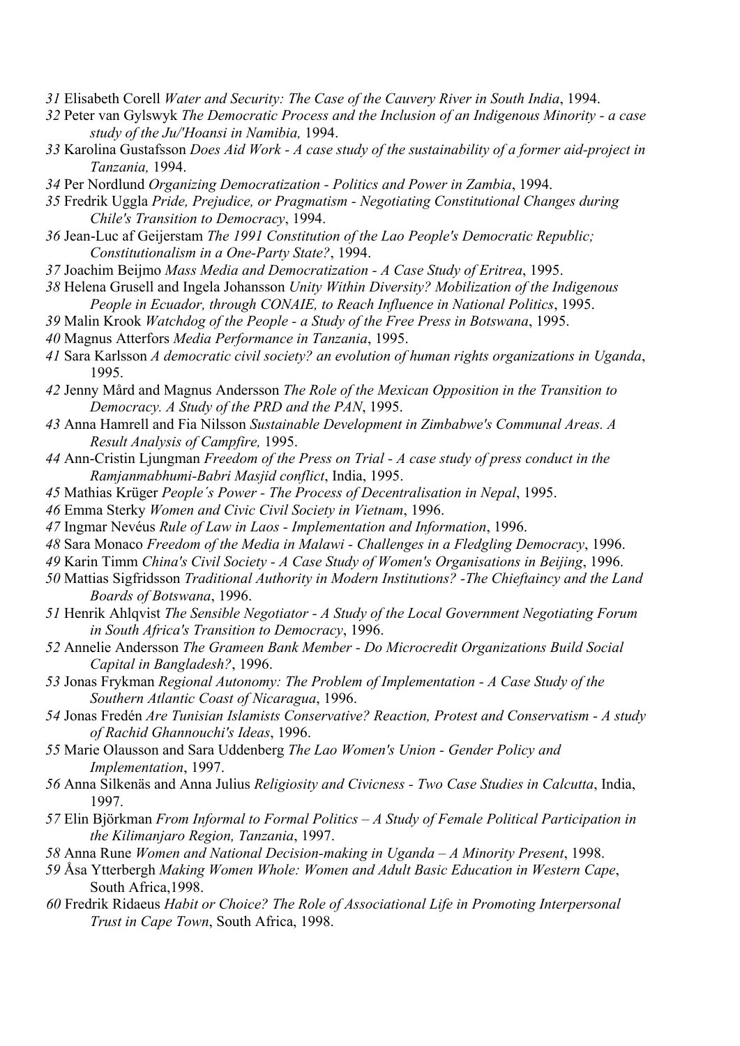*31* Elisabeth Corell *Water and Security: The Case of the Cauvery River in South India*, 1994.

*32* Peter van Gylswyk *The Democratic Process and the Inclusion of an Indigenous Minority - a case study of the Ju/'Hoansi in Namibia,* 1994.

*33* Karolina Gustafsson *Does Aid Work - A case study of the sustainability of a former aid-project in Tanzania,* 1994.

*34* Per Nordlund *Organizing Democratization - Politics and Power in Zambia*, 1994.

*35* Fredrik Uggla *Pride, Prejudice, or Pragmatism - Negotiating Constitutional Changes during Chile's Transition to Democracy*, 1994.

*36* Jean-Luc af Geijerstam *The 1991 Constitution of the Lao People's Democratic Republic; Constitutionalism in a One-Party State?*, 1994.

*37* Joachim Beijmo *Mass Media and Democratization - A Case Study of Eritrea*, 1995.

*38* Helena Grusell and Ingela Johansson *Unity Within Diversity? Mobilization of the Indigenous People in Ecuador, through CONAIE, to Reach Influence in National Politics*, 1995.

*39* Malin Krook *Watchdog of the People - a Study of the Free Press in Botswana*, 1995.

*40* Magnus Atterfors *Media Performance in Tanzania*, 1995.

*41* Sara Karlsson *A democratic civil society? an evolution of human rights organizations in Uganda*, 1995.

*42* Jenny Mård and Magnus Andersson *The Role of the Mexican Opposition in the Transition to Democracy. A Study of the PRD and the PAN*, 1995.

*43* Anna Hamrell and Fia Nilsson *Sustainable Development in Zimbabwe's Communal Areas. A Result Analysis of Campfire,* 1995.

*44* Ann-Cristin Ljungman *Freedom of the Press on Trial - A case study of press conduct in the Ramjanmabhumi-Babri Masjid conflict*, India, 1995.

*45* Mathias Krüger *People´s Power - The Process of Decentralisation in Nepal*, 1995.

*46* Emma Sterky *Women and Civic Civil Society in Vietnam*, 1996.

*47* Ingmar Nevéus *Rule of Law in Laos - Implementation and Information*, 1996.

*48* Sara Monaco *Freedom of the Media in Malawi - Challenges in a Fledgling Democracy*, 1996.

*49* Karin Timm *China's Civil Society - A Case Study of Women's Organisations in Beijing*, 1996.

*50* Mattias Sigfridsson *Traditional Authority in Modern Institutions? -The Chieftaincy and the Land Boards of Botswana*, 1996.

*51* Henrik Ahlqvist *The Sensible Negotiator - A Study of the Local Government Negotiating Forum in South Africa's Transition to Democracy*, 1996.

*52* Annelie Andersson *The Grameen Bank Member - Do Microcredit Organizations Build Social Capital in Bangladesh?*, 1996.

*53* Jonas Frykman *Regional Autonomy: The Problem of Implementation - A Case Study of the Southern Atlantic Coast of Nicaragua*, 1996.

*54* Jonas Fredén *Are Tunisian Islamists Conservative? Reaction, Protest and Conservatism - A study of Rachid Ghannouchi's Ideas*, 1996.

*55* Marie Olausson and Sara Uddenberg *The Lao Women's Union - Gender Policy and Implementation*, 1997.

*56* Anna Silkenäs and Anna Julius *Religiosity and Civicness - Two Case Studies in Calcutta*, India, 1997.

*57* Elin Björkman *From Informal to Formal Politics – A Study of Female Political Participation in the Kilimanjaro Region, Tanzania*, 1997.

*58* Anna Rune *Women and National Decision-making in Uganda – A Minority Present*, 1998.

*59* Åsa Ytterbergh *Making Women Whole: Women and Adult Basic Education in Western Cape*, South Africa,1998.

*60* Fredrik Ridaeus *Habit or Choice? The Role of Associational Life in Promoting Interpersonal Trust in Cape Town*, South Africa, 1998.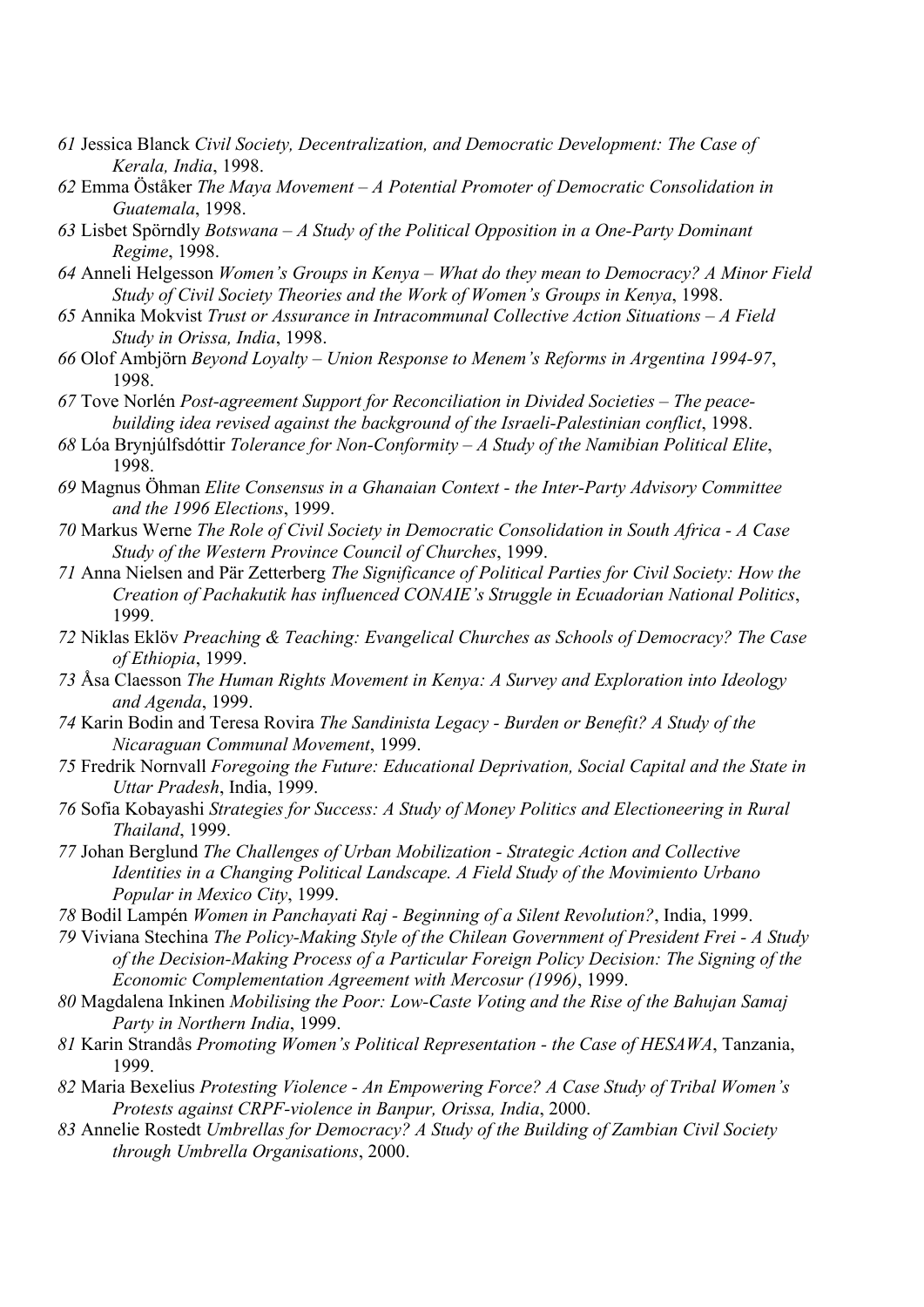*61* Jessica Blanck *Civil Society, Decentralization, and Democratic Development: The Case of Kerala, India*, 1998.

*62* Emma Öståker *The Maya Movement – A Potential Promoter of Democratic Consolidation in Guatemala*, 1998.

*63* Lisbet Spörndly *Botswana – A Study of the Political Opposition in a One-Party Dominant Regime*, 1998.

*64* Anneli Helgesson *Women's Groups in Kenya – What do they mean to Democracy? A Minor Field Study of Civil Society Theories and the Work of Women's Groups in Kenya*, 1998.

*65* Annika Mokvist *Trust or Assurance in Intracommunal Collective Action Situations – A Field Study in Orissa, India*, 1998.

*66* Olof Ambjörn *Beyond Loyalty – Union Response to Menem's Reforms in Argentina 1994-97*, 1998.

*67* Tove Norlén *Post-agreement Support for Reconciliation in Divided Societies – The peace-building idea revised against the background of the Israeli-Palestinian conflict*, 1998.

*68* Lóa Brynjúlfsdóttir *Tolerance for Non-Conformity – A Study of the Namibian Political Elite*, 1998.

*69* Magnus Öhman *Elite Consensus in a Ghanaian Context - the Inter-Party Advisory Committee and the 1996 Elections*, 1999.

*70* Markus Werne *The Role of Civil Society in Democratic Consolidation in South Africa - A Case Study of the Western Province Council of Churches*, 1999.

*71* Anna Nielsen and Pär Zetterberg *The Significance of Political Parties for Civil Society: How the Creation of Pachakutik has influenced CONAIE's Struggle in Ecuadorian National Politics*, 1999.

*72* Niklas Eklöv *Preaching & Teaching: Evangelical Churches as Schools of Democracy? The Case of Ethiopia*, 1999.

*73* Åsa Claesson *The Human Rights Movement in Kenya: A Survey and Exploration into Ideology and Agenda*, 1999.

*74* Karin Bodin and Teresa Rovira *The Sandinista Legacy - Burden or Benefit? A Study of the Nicaraguan Communal Movement*, 1999.

*75* Fredrik Nornvall *Foregoing the Future: Educational Deprivation, Social Capital and the State in Uttar Pradesh*, India, 1999.

*76* Sofia Kobayashi *Strategies for Success: A Study of Money Politics and Electioneering in Rural Thailand*, 1999.

*77* Johan Berglund *The Challenges of Urban Mobilization - Strategic Action and Collective Identities in a Changing Political Landscape. A Field Study of the Movimiento Urbano Popular in Mexico City*, 1999.

*78* Bodil Lampén *Women in Panchayati Raj - Beginning of a Silent Revolution?*, India, 1999.

*79* Viviana Stechina *The Policy-Making Style of the Chilean Government of President Frei - A Study of the Decision-Making Process of a Particular Foreign Policy Decision: The Signing of the Economic Complementation Agreement with Mercosur (1996)*, 1999.

*80* Magdalena Inkinen *Mobilising the Poor: Low-Caste Voting and the Rise of the Bahujan Samaj Party in Northern India*, 1999.

*81* Karin Strandås *Promoting Women's Political Representation - the Case of HESAWA*, Tanzania, 1999.

*82* Maria Bexelius *Protesting Violence - An Empowering Force? A Case Study of Tribal Women's Protests against CRPF-violence in Banpur, Orissa, India*, 2000.

*83* Annelie Rostedt *Umbrellas for Democracy? A Study of the Building of Zambian Civil Society through Umbrella Organisations*, 2000.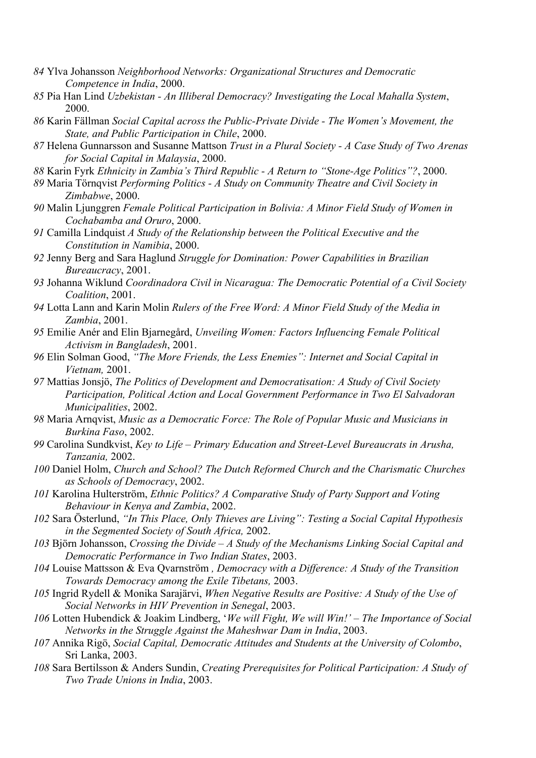*84* Ylva Johansson *Neighborhood Networks: Organizational Structures and Democratic Competence in India*, 2000.

*85* Pia Han Lind *Uzbekistan - An Illiberal Democracy? Investigating the Local Mahalla System*, 2000.

*86* Karin Fällman *Social Capital across the Public-Private Divide - The Women's Movement, the State, and Public Participation in Chile*, 2000.

*87* Helena Gunnarsson and Susanne Mattson *Trust in a Plural Society - A Case Study of Two Arenas for Social Capital in Malaysia*, 2000.

*88* Karin Fyrk *Ethnicity in Zambia's Third Republic - A Return to "Stone-Age Politics"?*, 2000.

*89* Maria Törnqvist *Performing Politics - A Study on Community Theatre and Civil Society in Zimbabwe*, 2000.

*90* Malin Ljunggren *Female Political Participation in Bolivia: A Minor Field Study of Women in Cochabamba and Oruro*, 2000.

*91* Camilla Lindquist *A Study of the Relationship between the Political Executive and the Constitution in Namibia*, 2000.

*92* Jenny Berg and Sara Haglund *Struggle for Domination: Power Capabilities in Brazilian Bureaucracy*, 2001.

*93* Johanna Wiklund *Coordinadora Civil in Nicaragua: The Democratic Potential of a Civil Society Coalition*, 2001.

*94* Lotta Lann and Karin Molin *Rulers of the Free Word: A Minor Field Study of the Media in Zambia*, 2001.

*95* Emilie Anér and Elin Bjarnegård, *Unveiling Women: Factors Influencing Female Political Activism in Bangladesh*, 2001.

*96* Elin Solman Good, *"The More Friends, the Less Enemies": Internet and Social Capital in Vietnam,* 2001.

*97* Mattias Jonsjö, *The Politics of Development and Democratisation: A Study of Civil Society Participation, Political Action and Local Government Performance in Two El Salvadoran Municipalities*, 2002.

*98* Maria Arnqvist, *Music as a Democratic Force: The Role of Popular Music and Musicians in Burkina Faso*, 2002.

*99* Carolina Sundkvist, *Key to Life – Primary Education and Street-Level Bureaucrats in Arusha, Tanzania,* 2002.

*100* Daniel Holm, *Church and School? The Dutch Reformed Church and the Charismatic Churches as Schools of Democracy*, 2002.

*101* Karolina Hulterström, *Ethnic Politics? A Comparative Study of Party Support and Voting Behaviour in Kenya and Zambia*, 2002.

*102* Sara Österlund, *"In This Place, Only Thieves are Living": Testing a Social Capital Hypothesis in the Segmented Society of South Africa,* 2002.

*103* Björn Johansson, *Crossing the Divide – A Study of the Mechanisms Linking Social Capital and Democratic Performance in Two Indian States*, 2003.

*104* Louise Mattsson & Eva Qvarnström *, Democracy with a Difference: A Study of the Transition Towards Democracy among the Exile Tibetans,* 2003.

*105* Ingrid Rydell & Monika Sarajärvi, *When Negative Results are Positive: A Study of the Use of Social Networks in HIV Prevention in Senegal*, 2003.

*106* Lotten Hubendick & Joakim Lindberg, '*We will Fight, We will Win!' – The Importance of Social Networks in the Struggle Against the Maheshwar Dam in India*, 2003.

*107* Annika Rigö, *Social Capital, Democratic Attitudes and Students at the University of Colombo*, Sri Lanka, 2003.

*108* Sara Bertilsson & Anders Sundin, *Creating Prerequisites for Political Participation: A Study of Two Trade Unions in India*, 2003.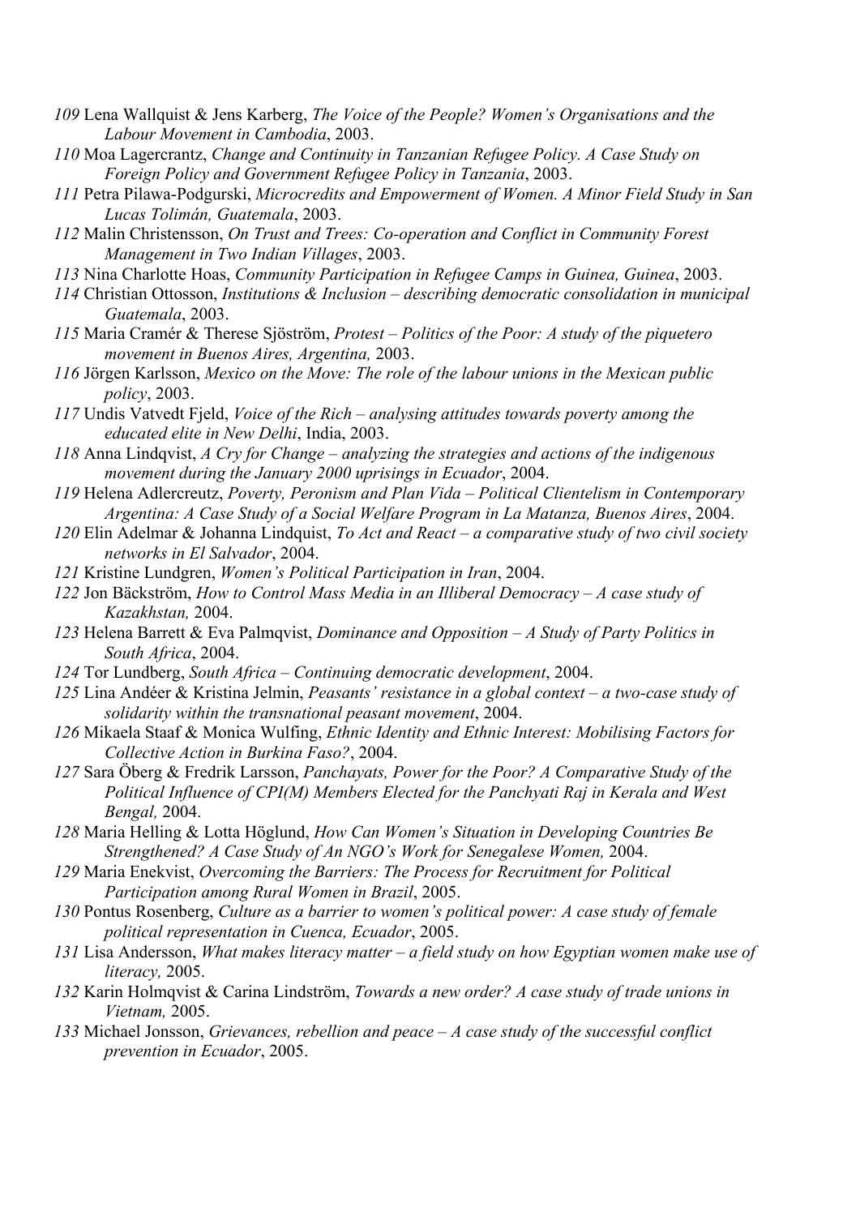*109* Lena Wallquist & Jens Karberg, *The Voice of the People? Women's Organisations and the Labour Movement in Cambodia*, 2003.

*110* Moa Lagercrantz, *Change and Continuity in Tanzanian Refugee Policy. A Case Study on Foreign Policy and Government Refugee Policy in Tanzania*, 2003.

*111* Petra Pilawa-Podgurski, *Microcredits and Empowerment of Women. A Minor Field Study in San Lucas Tolimán, Guatemala*, 2003.

*112* Malin Christensson, *On Trust and Trees: Co-operation and Conflict in Community Forest Management in Two Indian Villages*, 2003.

*113* Nina Charlotte Hoas, *Community Participation in Refugee Camps in Guinea, Guinea*, 2003.

*114* Christian Ottosson, *Institutions & Inclusion – describing democratic consolidation in municipal Guatemala*, 2003.

*115* Maria Cramér & Therese Sjöström, *Protest – Politics of the Poor: A study of the piquetero movement in Buenos Aires, Argentina,* 2003.

*116* Jörgen Karlsson, *Mexico on the Move: The role of the labour unions in the Mexican public policy*, 2003.

*117* Undis Vatvedt Fjeld, *Voice of the Rich – analysing attitudes towards poverty among the educated elite in New Delhi*, India, 2003.

*118* Anna Lindqvist, *A Cry for Change – analyzing the strategies and actions of the indigenous movement during the January 2000 uprisings in Ecuador*, 2004.

*119* Helena Adlercreutz, *Poverty, Peronism and Plan Vida – Political Clientelism in Contemporary Argentina: A Case Study of a Social Welfare Program in La Matanza, Buenos Aires*, 2004.

*120* Elin Adelmar & Johanna Lindquist, *To Act and React – a comparative study of two civil society networks in El Salvador*, 2004.

*121* Kristine Lundgren, *Women's Political Participation in Iran*, 2004.

*122* Jon Bäckström, *How to Control Mass Media in an Illiberal Democracy – A case study of Kazakhstan,* 2004.

*123* Helena Barrett & Eva Palmqvist, *Dominance and Opposition – A Study of Party Politics in South Africa*, 2004.

*124* Tor Lundberg, *South Africa – Continuing democratic development*, 2004.

*125* Lina Andéer & Kristina Jelmin, *Peasants' resistance in a global context – a two-case study of solidarity within the transnational peasant movement*, 2004.

*126* Mikaela Staaf & Monica Wulfing, *Ethnic Identity and Ethnic Interest: Mobilising Factors for Collective Action in Burkina Faso?*, 2004.

*127* Sara Öberg & Fredrik Larsson, *Panchayats, Power for the Poor? A Comparative Study of the Political Influence of CPI(M) Members Elected for the Panchyati Raj in Kerala and West Bengal,* 2004.

*128* Maria Helling & Lotta Höglund, *How Can Women's Situation in Developing Countries Be Strengthened? A Case Study of An NGO's Work for Senegalese Women,* 2004.

*129* Maria Enekvist, *Overcoming the Barriers: The Process for Recruitment for Political Participation among Rural Women in Brazil*, 2005.

*130* Pontus Rosenberg, *Culture as a barrier to women's political power: A case study of female political representation in Cuenca, Ecuador*, 2005.

*131* Lisa Andersson, *What makes literacy matter – a field study on how Egyptian women make use of literacy,* 2005.

*132* Karin Holmqvist & Carina Lindström, *Towards a new order? A case study of trade unions in Vietnam,* 2005.

*133* Michael Jonsson, *Grievances, rebellion and peace – A case study of the successful conflict prevention in Ecuador*, 2005.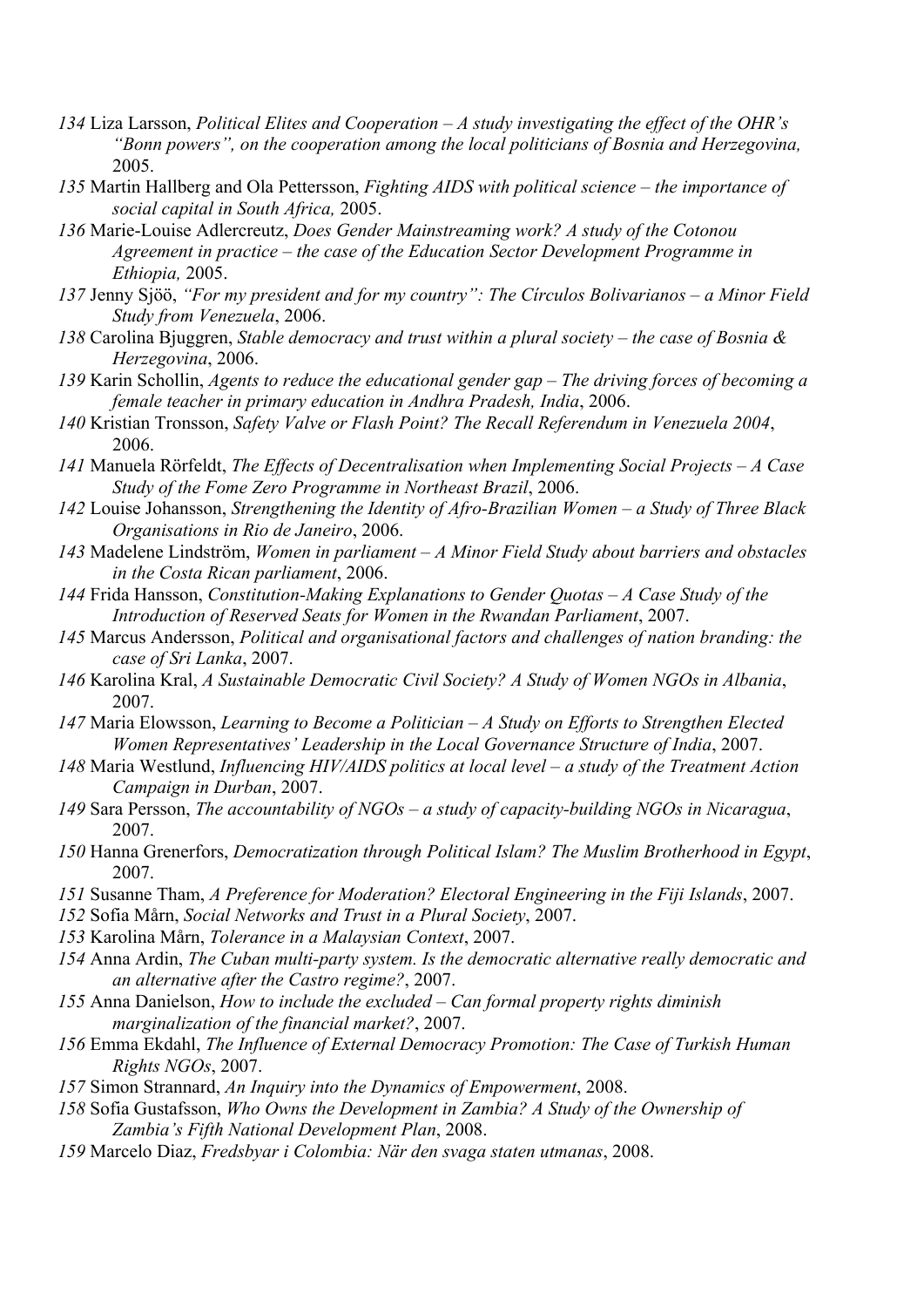*134* Liza Larsson, *Political Elites and Cooperation – A study investigating the effect of the OHR's "Bonn powers", on the cooperation among the local politicians of Bosnia and Herzegovina,* 2005.

*135* Martin Hallberg and Ola Pettersson, *Fighting AIDS with political science – the importance of social capital in South Africa,* 2005.

*136* Marie-Louise Adlercreutz, *Does Gender Mainstreaming work? A study of the Cotonou Agreement in practice – the case of the Education Sector Development Programme in Ethiopia,* 2005.

*137* Jenny Sjöö, *"For my president and for my country": The Círculos Bolivarianos – a Minor Field Study from Venezuela*, 2006.

*138* Carolina Bjuggren, *Stable democracy and trust within a plural society – the case of Bosnia & Herzegovina*, 2006.

*139* Karin Schollin, *Agents to reduce the educational gender gap – The driving forces of becoming a female teacher in primary education in Andhra Pradesh, India*, 2006.

*140* Kristian Tronsson, *Safety Valve or Flash Point? The Recall Referendum in Venezuela 2004*, 2006.

*141* Manuela Rörfeldt, *The Effects of Decentralisation when Implementing Social Projects – A Case Study of the Fome Zero Programme in Northeast Brazil*, 2006.

*142* Louise Johansson, *Strengthening the Identity of Afro-Brazilian Women – a Study of Three Black Organisations in Rio de Janeiro*, 2006.

*143* Madelene Lindström, *Women in parliament – A Minor Field Study about barriers and obstacles in the Costa Rican parliament*, 2006.

*144* Frida Hansson, *Constitution-Making Explanations to Gender Quotas – A Case Study of the Introduction of Reserved Seats for Women in the Rwandan Parliament*, 2007.

*145* Marcus Andersson, *Political and organisational factors and challenges of nation branding: the case of Sri Lanka*, 2007.

*146* Karolina Kral, *A Sustainable Democratic Civil Society? A Study of Women NGOs in Albania*, 2007.

*147* Maria Elowsson, *Learning to Become a Politician – A Study on Efforts to Strengthen Elected Women Representatives' Leadership in the Local Governance Structure of India*, 2007.

*148* Maria Westlund, *Influencing HIV/AIDS politics at local level – a study of the Treatment Action Campaign in Durban*, 2007.

*149* Sara Persson, *The accountability of NGOs – a study of capacity-building NGOs in Nicaragua*, 2007.

*150* Hanna Grenerfors, *Democratization through Political Islam? The Muslim Brotherhood in Egypt*, 2007.

*151* Susanne Tham, *A Preference for Moderation? Electoral Engineering in the Fiji Islands*, 2007.

*152* Sofia Mårn, *Social Networks and Trust in a Plural Society*, 2007.

*153* Karolina Mårn, *Tolerance in a Malaysian Context*, 2007.

*154* Anna Ardin, *The Cuban multi-party system. Is the democratic alternative really democratic and an alternative after the Castro regime?*, 2007.

*155* Anna Danielson, *How to include the excluded – Can formal property rights diminish marginalization of the financial market?*, 2007.

*156* Emma Ekdahl, *The Influence of External Democracy Promotion: The Case of Turkish Human Rights NGOs*, 2007.

*157* Simon Strannard, *An Inquiry into the Dynamics of Empowerment*, 2008.

*158* Sofia Gustafsson, *Who Owns the Development in Zambia? A Study of the Ownership of Zambia's Fifth National Development Plan*, 2008.

*159* Marcelo Diaz, *Fredsbyar i Colombia: När den svaga staten utmanas*, 2008.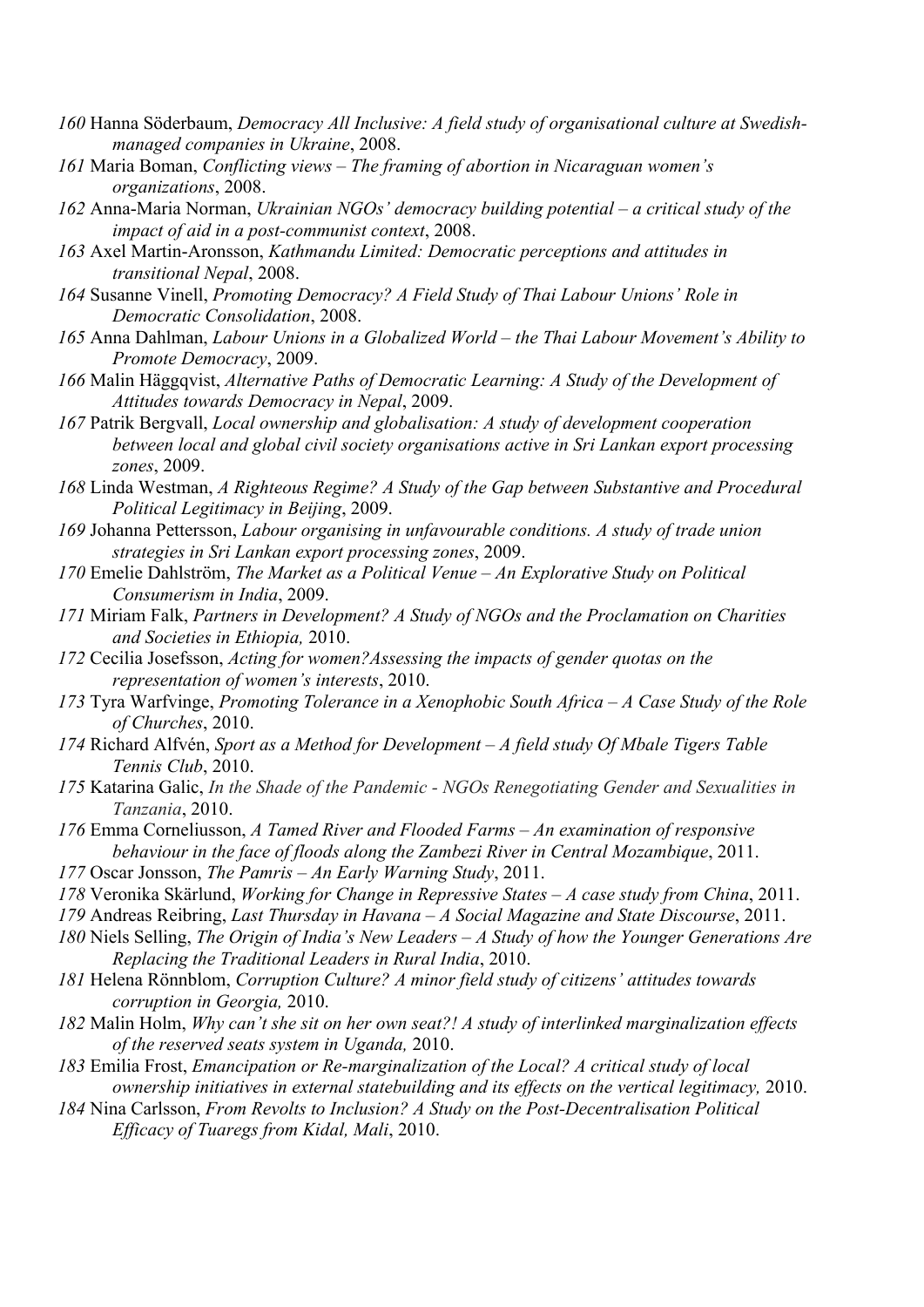*160* Hanna Söderbaum, *Democracy All Inclusive: A field study of organisational culture at Swedish-managed companies in Ukraine*, 2008.

*161* Maria Boman, *Conflicting views – The framing of abortion in Nicaraguan women's organizations*, 2008.

*162* Anna-Maria Norman, *Ukrainian NGOs' democracy building potential – a critical study of the impact of aid in a post-communist context*, 2008.

*163* Axel Martin-Aronsson, *Kathmandu Limited: Democratic perceptions and attitudes in transitional Nepal*, 2008.

*164* Susanne Vinell, *Promoting Democracy? A Field Study of Thai Labour Unions' Role in Democratic Consolidation*, 2008.

*165* Anna Dahlman, *Labour Unions in a Globalized World – the Thai Labour Movement's Ability to Promote Democracy*, 2009.

*166* Malin Häggqvist, *Alternative Paths of Democratic Learning: A Study of the Development of Attitudes towards Democracy in Nepal*, 2009.

*167* Patrik Bergvall, *Local ownership and globalisation: A study of development cooperation between local and global civil society organisations active in Sri Lankan export processing zones*, 2009.

*168* Linda Westman, *A Righteous Regime? A Study of the Gap between Substantive and Procedural Political Legitimacy in Beijing*, 2009.

*169* Johanna Pettersson, *Labour organising in unfavourable conditions. A study of trade union strategies in Sri Lankan export processing zones*, 2009.

*170* Emelie Dahlström, *The Market as a Political Venue – An Explorative Study on Political Consumerism in India*, 2009.

*171* Miriam Falk, *Partners in Development? A Study of NGOs and the Proclamation on Charities and Societies in Ethiopia,* 2010.

*172* Cecilia Josefsson, *Acting for women?Assessing the impacts of gender quotas on the representation of women's interests*, 2010.

*173* Tyra Warfvinge, *Promoting Tolerance in a Xenophobic South Africa – A Case Study of the Role of Churches*, 2010.

*174* Richard Alfvén, *Sport as a Method for Development – A field study Of Mbale Tigers Table Tennis Club*, 2010.

*175* Katarina Galic, *In the Shade of the Pandemic - NGOs Renegotiating Gender and Sexualities in Tanzania*, 2010.

*176* Emma Corneliusson, *A Tamed River and Flooded Farms – An examination of responsive behaviour in the face of floods along the Zambezi River in Central Mozambique*, 2011.

*177* Oscar Jonsson, *The Pamris – An Early Warning Study*, 2011.

*178* Veronika Skärlund, *Working for Change in Repressive States – A case study from China*, 2011.

*179* Andreas Reibring, *Last Thursday in Havana – A Social Magazine and State Discourse*, 2011.

*180* Niels Selling, *The Origin of India's New Leaders – A Study of how the Younger Generations Are Replacing the Traditional Leaders in Rural India*, 2010.

*181* Helena Rönnblom, *Corruption Culture? A minor field study of citizens' attitudes towards corruption in Georgia,* 2010.

*182* Malin Holm, *Why can't she sit on her own seat?! A study of interlinked marginalization effects of the reserved seats system in Uganda,* 2010.

*183* Emilia Frost, *Emancipation or Re-marginalization of the Local? A critical study of local ownership initiatives in external statebuilding and its effects on the vertical legitimacy,* 2010.

*184* Nina Carlsson, *From Revolts to Inclusion? A Study on the Post-Decentralisation Political Efficacy of Tuaregs from Kidal, Mali*, 2010.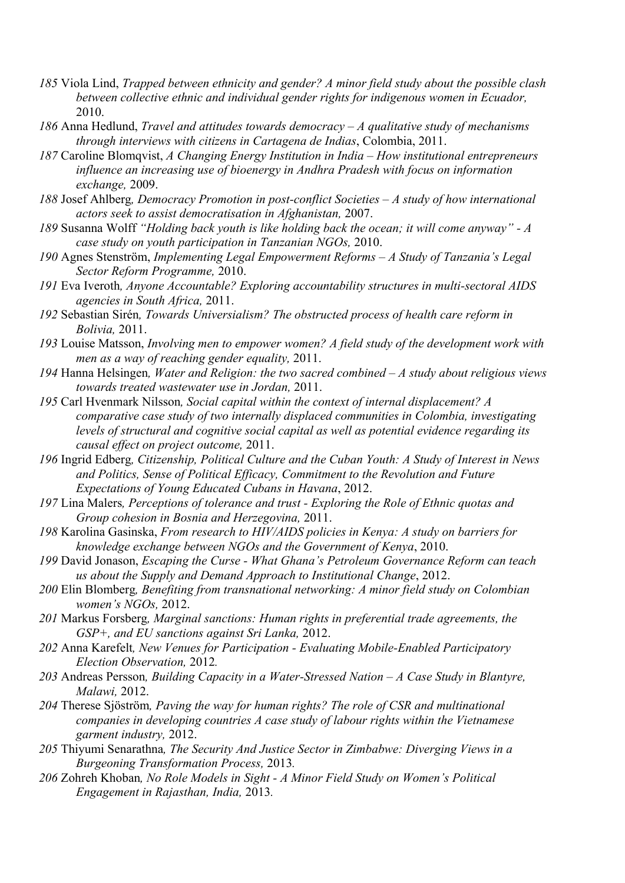*185* Viola Lind, *Trapped between ethnicity and gender? A minor field study about the possible clash between collective ethnic and individual gender rights for indigenous women in Ecuador,* 2010.

*186* Anna Hedlund, *Travel and attitudes towards democracy – A qualitative study of mechanisms through interviews with citizens in Cartagena de Indias*, Colombia, 2011.

*187* Caroline Blomqvist, *A Changing Energy Institution in India – How institutional entrepreneurs influence an increasing use of bioenergy in Andhra Pradesh with focus on information exchange,* 2009.

*188* Josef Ahlberg*, Democracy Promotion in post-conflict Societies – A study of how international actors seek to assist democratisation in Afghanistan,* 2007.

*189* Susanna Wolff *"Holding back youth is like holding back the ocean; it will come anyway" - A case study on youth participation in Tanzanian NGOs,* 2010.

*190* Agnes Stenström, *Implementing Legal Empowerment Reforms – A Study of Tanzania's Legal Sector Reform Programme,* 2010.

*191* Eva Iveroth*, Anyone Accountable? Exploring accountability structures in multi-sectoral AIDS agencies in South Africa,* 2011.

*192* Sebastian Sirén*, Towards Universialism? The obstructed process of health care reform in Bolivia,* 2011.

*193* Louise Matsson, *Involving men to empower women? A field study of the development work with men as a way of reaching gender equality,* 2011.

*194* Hanna Helsingen*, Water and Religion: the two sacred combined – A study about religious views towards treated wastewater use in Jordan,* 2011.

*195* Carl Hvenmark Nilsson*, Social capital within the context of internal displacement? A comparative case study of two internally displaced communities in Colombia, investigating levels of structural and cognitive social capital as well as potential evidence regarding its causal effect on project outcome,* 2011.

*196* Ingrid Edberg*, Citizenship, Political Culture and the Cuban Youth: A Study of Interest in News and Politics, Sense of Political Efficacy, Commitment to the Revolution and Future Expectations of Young Educated Cubans in Havana*, 2012.

*197* Lina Malers*, Perceptions of tolerance and trust - Exploring the Role of Ethnic quotas and Group cohesion in Bosnia and Herzegovina,* 2011.

*198* Karolina Gasinska, *From research to HIV/AIDS policies in Kenya: A study on barriers for knowledge exchange between NGOs and the Government of Kenya*, 2010.

*199* David Jonason, *Escaping the Curse - What Ghana's Petroleum Governance Reform can teach us about the Supply and Demand Approach to Institutional Change*, 2012.

*200* Elin Blomberg*, Benefiting from transnational networking: A minor field study on Colombian women's NGOs,* 2012.

*201* Markus Forsberg*, Marginal sanctions: Human rights in preferential trade agreements, the GSP+, and EU sanctions against Sri Lanka,* 2012.

*202* Anna Karefelt*, New Venues for Participation - Evaluating Mobile-Enabled Participatory Election Observation,* 2012*.*

*203* Andreas Persson*, Building Capacity in a Water-Stressed Nation – A Case Study in Blantyre, Malawi,* 2012.

*204* Therese Sjöström*, Paving the way for human rights? The role of CSR and multinational companies in developing countries A case study of labour rights within the Vietnamese garment industry,* 2012.

*205* Thiyumi Senarathna*, The Security And Justice Sector in Zimbabwe: Diverging Views in a Burgeoning Transformation Process,* 2013*.*

*206* Zohreh Khoban*, No Role Models in Sight - A Minor Field Study on Women's Political Engagement in Rajasthan, India,* 2013*.*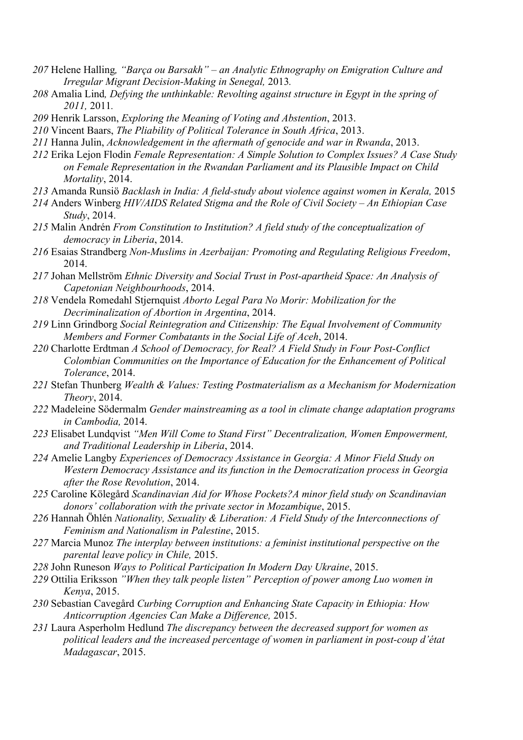*207* Helene Halling*, "Barça ou Barsakh" – an Analytic Ethnography on Emigration Culture and Irregular Migrant Decision-Making in Senegal,* 2013*.*

*208* Amalia Lind*, Defying the unthinkable: Revolting against structure in Egypt in the spring of 2011,* 2011*.*

*209* Henrik Larsson, *Exploring the Meaning of Voting and Abstention*, 2013.

*210* Vincent Baars, *The Pliability of Political Tolerance in South Africa*, 2013.

*211* Hanna Julin, *Acknowledgement in the aftermath of genocide and war in Rwanda*, 2013.

*212* Erika Lejon Flodin *Female Representation: A Simple Solution to Complex Issues? A Case Study on Female Representation in the Rwandan Parliament and its Plausible Impact on Child Mortality*, 2014.

*213* Amanda Runsiö *Backlash in India: A field-study about violence against women in Kerala,* 2015

*214* Anders Winberg *HIV/AIDS Related Stigma and the Role of Civil Society – An Ethiopian Case Study*, 2014.

*215* Malin Andrén *From Constitution to Institution? A field study of the conceptualization of democracy in Liberia*, 2014.

*216* Esaias Strandberg *Non-Muslims in Azerbaijan: Promoting and Regulating Religious Freedom*, 2014.

*217* Johan Mellström *Ethnic Diversity and Social Trust in Post-apartheid Space: An Analysis of Capetonian Neighbourhoods*, 2014.

*218* Vendela Romedahl Stjernquist *Aborto Legal Para No Morir: Mobilization for the Decriminalization of Abortion in Argentina*, 2014.

*219* Linn Grindborg *Social Reintegration and Citizenship: The Equal Involvement of Community Members and Former Combatants in the Social Life of Aceh*, 2014.

*220* Charlotte Erdtman *A School of Democracy, for Real? A Field Study in Four Post-Conflict Colombian Communities on the Importance of Education for the Enhancement of Political Tolerance*, 2014.

*221* Stefan Thunberg *Wealth & Values: Testing Postmaterialism as a Mechanism for Modernization Theory*, 2014.

*222* Madeleine Södermalm *Gender mainstreaming as a tool in climate change adaptation programs in Cambodia,* 2014.

*223* Elisabet Lundqvist *"Men Will Come to Stand First" Decentralization, Women Empowerment, and Traditional Leadership in Liberia*, 2014.

*224* Amelie Langby *Experiences of Democracy Assistance in Georgia: A Minor Field Study on Western Democracy Assistance and its function in the Democratization process in Georgia after the Rose Revolution*, 2014.

*225* Caroline Kölegård *Scandinavian Aid for Whose Pockets?A minor field study on Scandinavian donors' collaboration with the private sector in Mozambique*, 2015.

*226* Hannah Öhlén *Nationality, Sexuality & Liberation: A Field Study of the Interconnections of Feminism and Nationalism in Palestine*, 2015.

*227* Marcia Munoz *The interplay between institutions: a feminist institutional perspective on the parental leave policy in Chile,* 2015.

*228* John Runeson *Ways to Political Participation In Modern Day Ukraine*, 2015.

*229* Ottilia Eriksson *"When they talk people listen" Perception of power among Luo women in Kenya*, 2015.

*230* Sebastian Cavegård *Curbing Corruption and Enhancing State Capacity in Ethiopia: How Anticorruption Agencies Can Make a Difference,* 2015.

*231* Laura Asperholm Hedlund *The discrepancy between the decreased support for women as political leaders and the increased percentage of women in parliament in post-coup d'état Madagascar*, 2015.